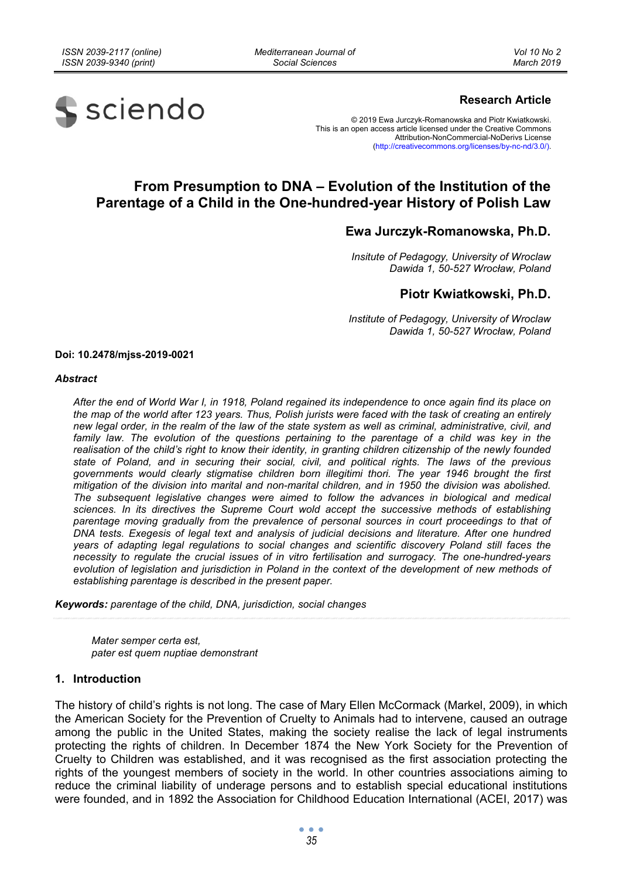**Research Article**

© 2019 Ewa Jurczyk-Romanowska and Piotr Kwiatkowski.
This is an open access article licensed under the Creative Commons Attribution-NonCommercial-NoDerivs License (http://creativecommons.org/licenses/by-nc-nd/3.0/).

# From Presumption to DNA – Evolution of the Institution of the Parentage of a Child in the One-hundred-year History of Polish Law

## Ewa Jurczyk-Romanowska, Ph.D.

*Insitute of Pedagogy, University of Wroclaw*
*Dawida 1, 50-527 Wrocław, Poland*

## Piotr Kwiatkowski, Ph.D.

*Institute of Pedagogy, University of Wroclaw*
*Dawida 1, 50-527 Wrocław, Poland*

**Doi: 10.2478/mjss-2019-0021**

***Abstract***

*After the end of World War I, in 1918, Poland regained its independence to once again find its place on the map of the world after 123 years. Thus, Polish jurists were faced with the task of creating an entirely new legal order, in the realm of the law of the state system as well as criminal, administrative, civil, and family law. The evolution of the questions pertaining to the parentage of a child was key in the realisation of the child's right to know their identity, in granting children citizenship of the newly founded state of Poland, and in securing their social, civil, and political rights. The laws of the previous governments would clearly stigmatise children born illegitimi thori. The year 1946 brought the first mitigation of the division into marital and non-marital children, and in 1950 the division was abolished. The subsequent legislative changes were aimed to follow the advances in biological and medical sciences. In its directives the Supreme Court wold accept the successive methods of establishing parentage moving gradually from the prevalence of personal sources in court proceedings to that of DNA tests. Exegesis of legal text and analysis of judicial decisions and literature. After one hundred years of adapting legal regulations to social changes and scientific discovery Poland still faces the necessity to regulate the crucial issues of in vitro fertilisation and surrogacy. The one-hundred-years evolution of legislation and jurisdiction in Poland in the context of the development of new methods of establishing parentage is described in the present paper.*

***Keywords:*** *parentage of the child, DNA, jurisdiction, social changes*

*Mater semper certa est,*
*pater est quem nuptiae demonstrant*

## 1. Introduction

The history of child's rights is not long. The case of Mary Ellen McCormack (Markel, 2009), in which the American Society for the Prevention of Cruelty to Animals had to intervene, caused an outrage among the public in the United States, making the society realise the lack of legal instruments protecting the rights of children. In December 1874 the New York Society for the Prevention of Cruelty to Children was established, and it was recognised as the first association protecting the rights of the youngest members of society in the world. In other countries associations aiming to reduce the criminal liability of underage persons and to establish special educational institutions were founded, and in 1892 the Association for Childhood Education International (ACEI, 2017) was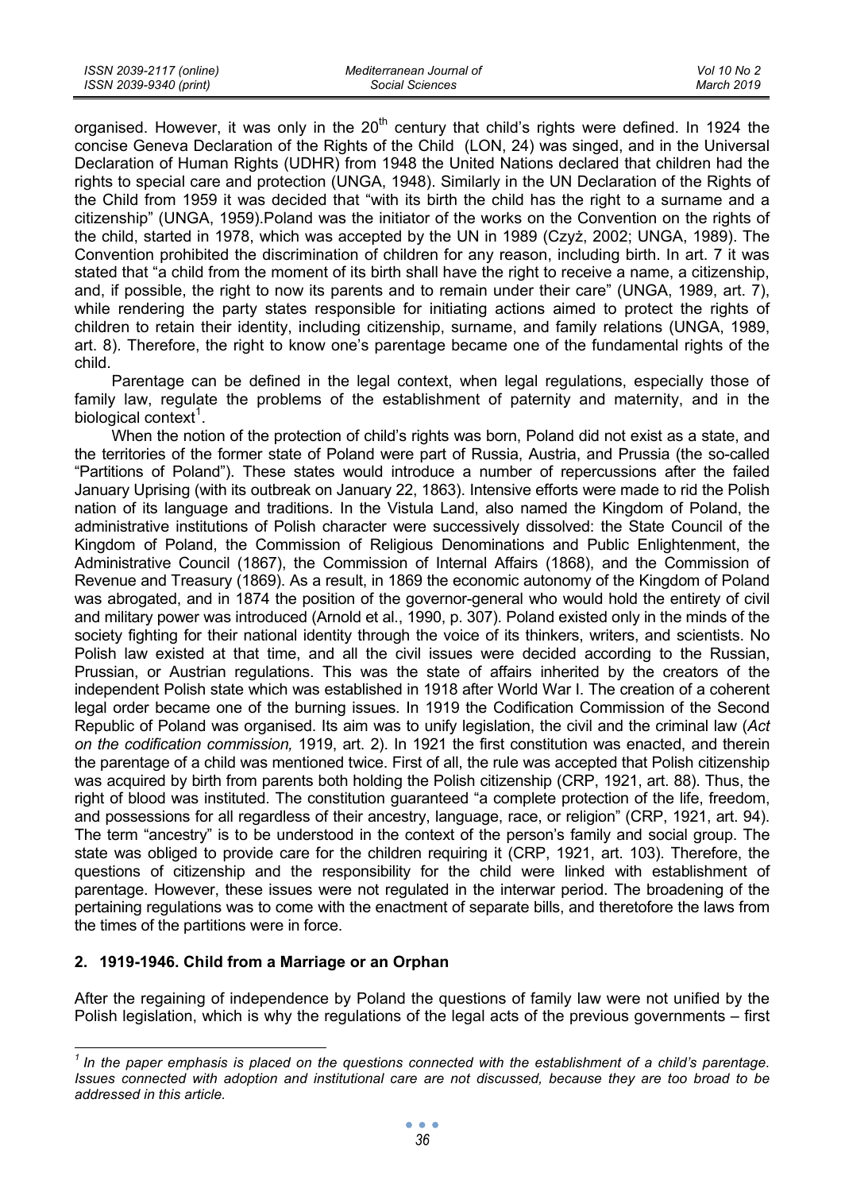organised. However, it was only in the 20th century that child's rights were defined. In 1924 the concise Geneva Declaration of the Rights of the Child (LON, 24) was singed, and in the Universal Declaration of Human Rights (UDHR) from 1948 the United Nations declared that children had the rights to special care and protection (UNGA, 1948). Similarly in the UN Declaration of the Rights of the Child from 1959 it was decided that "with its birth the child has the right to a surname and a citizenship" (UNGA, 1959).Poland was the initiator of the works on the Convention on the rights of the child, started in 1978, which was accepted by the UN in 1989 (Czyż, 2002; UNGA, 1989). The Convention prohibited the discrimination of children for any reason, including birth. In art. 7 it was stated that "a child from the moment of its birth shall have the right to receive a name, a citizenship, and, if possible, the right to now its parents and to remain under their care" (UNGA, 1989, art. 7), while rendering the party states responsible for initiating actions aimed to protect the rights of children to retain their identity, including citizenship, surname, and family relations (UNGA, 1989, art. 8). Therefore, the right to know one's parentage became one of the fundamental rights of the child.

Parentage can be defined in the legal context, when legal regulations, especially those of family law, regulate the problems of the establishment of paternity and maternity, and in the biological context[1].

When the notion of the protection of child's rights was born, Poland did not exist as a state, and the territories of the former state of Poland were part of Russia, Austria, and Prussia (the so-called "Partitions of Poland"). These states would introduce a number of repercussions after the failed January Uprising (with its outbreak on January 22, 1863). Intensive efforts were made to rid the Polish nation of its language and traditions. In the Vistula Land, also named the Kingdom of Poland, the administrative institutions of Polish character were successively dissolved: the State Council of the Kingdom of Poland, the Commission of Religious Denominations and Public Enlightenment, the Administrative Council (1867), the Commission of Internal Affairs (1868), and the Commission of Revenue and Treasury (1869). As a result, in 1869 the economic autonomy of the Kingdom of Poland was abrogated, and in 1874 the position of the governor-general who would hold the entirety of civil and military power was introduced (Arnold et al., 1990, p. 307). Poland existed only in the minds of the society fighting for their national identity through the voice of its thinkers, writers, and scientists. No Polish law existed at that time, and all the civil issues were decided according to the Russian, Prussian, or Austrian regulations. This was the state of affairs inherited by the creators of the independent Polish state which was established in 1918 after World War I. The creation of a coherent legal order became one of the burning issues. In 1919 the Codification Commission of the Second Republic of Poland was organised. Its aim was to unify legislation, the civil and the criminal law (*Act on the codification commission,* 1919, art. 2). In 1921 the first constitution was enacted, and therein the parentage of a child was mentioned twice. First of all, the rule was accepted that Polish citizenship was acquired by birth from parents both holding the Polish citizenship (CRP, 1921, art. 88). Thus, the right of blood was instituted. The constitution guaranteed "a complete protection of the life, freedom, and possessions for all regardless of their ancestry, language, race, or religion" (CRP, 1921, art. 94). The term "ancestry" is to be understood in the context of the person's family and social group. The state was obliged to provide care for the children requiring it (CRP, 1921, art. 103). Therefore, the questions of citizenship and the responsibility for the child were linked with establishment of parentage. However, these issues were not regulated in the interwar period. The broadening of the pertaining regulations was to come with the enactment of separate bills, and theretofore the laws from the times of the partitions were in force.

## 2. 1919-1946. Child from a Marriage or an Orphan

After the regaining of independence by Poland the questions of family law were not unified by the Polish legislation, which is why the regulations of the legal acts of the previous governments – first

[1] *In the paper emphasis is placed on the questions connected with the establishment of a child's parentage. Issues connected with adoption and institutional care are not discussed, because they are too broad to be addressed in this article.*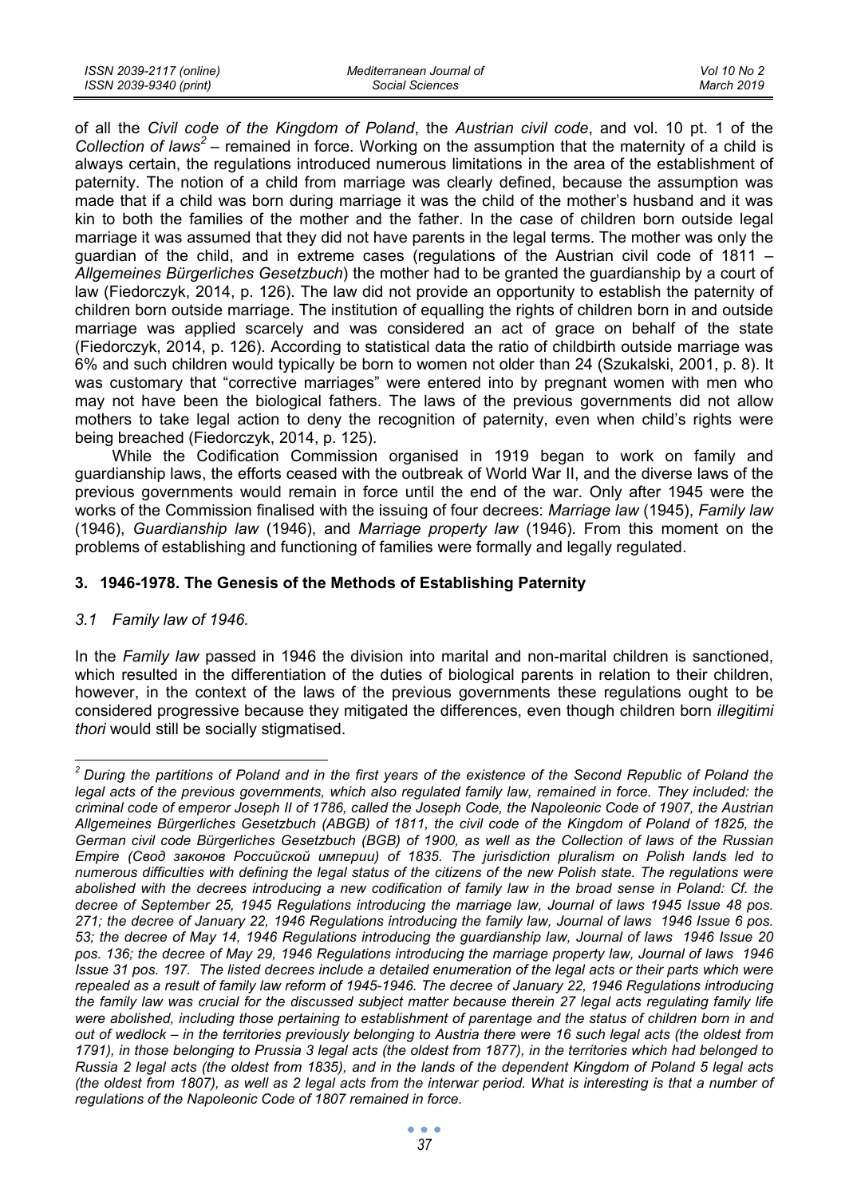of all the *Civil code of the Kingdom of Poland*, the *Austrian civil code*, and vol. 10 pt. 1 of the *Collection of laws*[2] – remained in force. Working on the assumption that the maternity of a child is always certain, the regulations introduced numerous limitations in the area of the establishment of paternity. The notion of a child from marriage was clearly defined, because the assumption was made that if a child was born during marriage it was the child of the mother's husband and it was kin to both the families of the mother and the father. In the case of children born outside legal marriage it was assumed that they did not have parents in the legal terms. The mother was only the guardian of the child, and in extreme cases (regulations of the Austrian civil code of 1811 – *Allgemeines Bürgerliches Gesetzbuch*) the mother had to be granted the guardianship by a court of law (Fiedorczyk, 2014, p. 126). The law did not provide an opportunity to establish the paternity of children born outside marriage. The institution of equalling the rights of children born in and outside marriage was applied scarcely and was considered an act of grace on behalf of the state (Fiedorczyk, 2014, p. 126). According to statistical data the ratio of childbirth outside marriage was 6% and such children would typically be born to women not older than 24 (Szukalski, 2001, p. 8). It was customary that "corrective marriages" were entered into by pregnant women with men who may not have been the biological fathers. The laws of the previous governments did not allow mothers to take legal action to deny the recognition of paternity, even when child's rights were being breached (Fiedorczyk, 2014, p. 125).

While the Codification Commission organised in 1919 began to work on family and guardianship laws, the efforts ceased with the outbreak of World War II, and the diverse laws of the previous governments would remain in force until the end of the war. Only after 1945 were the works of the Commission finalised with the issuing of four decrees: *Marriage law* (1945), *Family law* (1946), *Guardianship law* (1946), and *Marriage property law* (1946). From this moment on the problems of establishing and functioning of families were formally and legally regulated.

## 3. 1946-1978. The Genesis of the Methods of Establishing Paternity

### 3.1 Family law of 1946.

In the *Family law* passed in 1946 the division into marital and non-marital children is sanctioned, which resulted in the differentiation of the duties of biological parents in relation to their children, however, in the context of the laws of the previous governments these regulations ought to be considered progressive because they mitigated the differences, even though children born *illegitimi thori* would still be socially stigmatised.

---

[2] *During the partitions of Poland and in the first years of the existence of the Second Republic of Poland the legal acts of the previous governments, which also regulated family law, remained in force. They included: the criminal code of emperor Joseph II of 1786, called the Joseph Code, the Napoleonic Code of 1907, the Austrian Allgemeines Bürgerliches Gesetzbuch (ABGB) of 1811, the civil code of the Kingdom of Poland of 1825, the German civil code Bürgerliches Gesetzbuch (BGB) of 1900, as well as the Collection of laws of the Russian Empire (Свод законов Российской империи) of 1835. The jurisdiction pluralism on Polish lands led to numerous difficulties with defining the legal status of the citizens of the new Polish state. The regulations were abolished with the decrees introducing a new codification of family law in the broad sense in Poland: Cf. the decree of September 25, 1945 Regulations introducing the marriage law, Journal of laws 1945 Issue 48 pos. 271; the decree of January 22, 1946 Regulations introducing the family law, Journal of laws 1946 Issue 6 pos. 53; the decree of May 14, 1946 Regulations introducing the guardianship law, Journal of laws 1946 Issue 20 pos. 136; the decree of May 29, 1946 Regulations introducing the marriage property law, Journal of laws 1946 Issue 31 pos. 197. The listed decrees include a detailed enumeration of the legal acts or their parts which were repealed as a result of family law reform of 1945-1946. The decree of January 22, 1946 Regulations introducing the family law was crucial for the discussed subject matter because therein 27 legal acts regulating family life were abolished, including those pertaining to establishment of parentage and the status of children born in and out of wedlock – in the territories previously belonging to Austria there were 16 such legal acts (the oldest from 1791), in those belonging to Prussia 3 legal acts (the oldest from 1877), in the territories which had belonged to Russia 2 legal acts (the oldest from 1835), and in the lands of the dependent Kingdom of Poland 5 legal acts (the oldest from 1807), as well as 2 legal acts from the interwar period. What is interesting is that a number of regulations of the Napoleonic Code of 1807 remained in force.*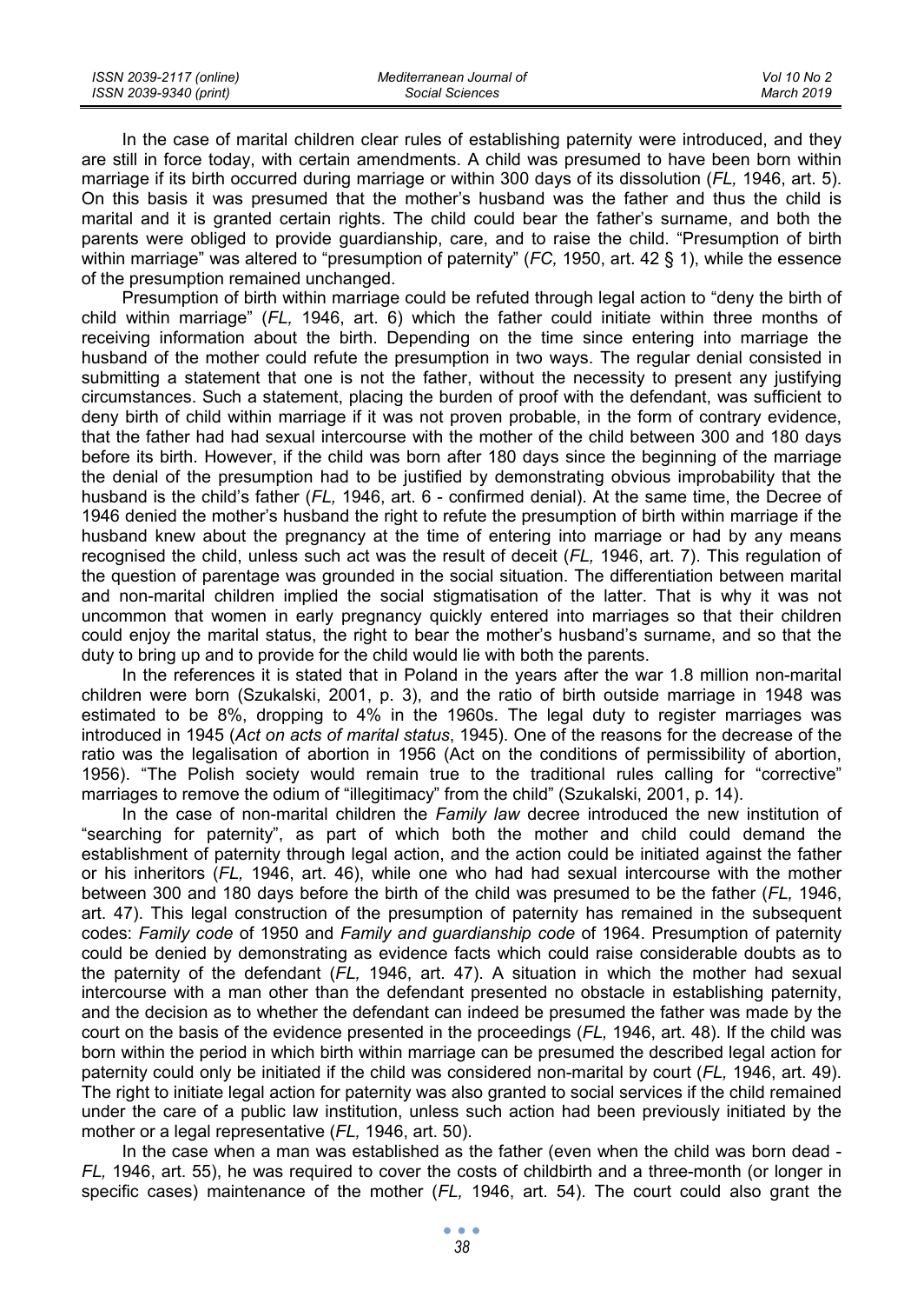In the case of marital children clear rules of establishing paternity were introduced, and they are still in force today, with certain amendments. A child was presumed to have been born within marriage if its birth occurred during marriage or within 300 days of its dissolution (*FL,* 1946, art. 5). On this basis it was presumed that the mother's husband was the father and thus the child is marital and it is granted certain rights. The child could bear the father's surname, and both the parents were obliged to provide guardianship, care, and to raise the child. "Presumption of birth within marriage" was altered to "presumption of paternity" (*FC,* 1950, art. 42 § 1), while the essence of the presumption remained unchanged.

Presumption of birth within marriage could be refuted through legal action to "deny the birth of child within marriage" (*FL,* 1946, art. 6) which the father could initiate within three months of receiving information about the birth. Depending on the time since entering into marriage the husband of the mother could refute the presumption in two ways. The regular denial consisted in submitting a statement that one is not the father, without the necessity to present any justifying circumstances. Such a statement, placing the burden of proof with the defendant, was sufficient to deny birth of child within marriage if it was not proven probable, in the form of contrary evidence, that the father had had sexual intercourse with the mother of the child between 300 and 180 days before its birth. However, if the child was born after 180 days since the beginning of the marriage the denial of the presumption had to be justified by demonstrating obvious improbability that the husband is the child's father (*FL,* 1946, art. 6 - confirmed denial). At the same time, the Decree of 1946 denied the mother's husband the right to refute the presumption of birth within marriage if the husband knew about the pregnancy at the time of entering into marriage or had by any means recognised the child, unless such act was the result of deceit (*FL,* 1946, art. 7). This regulation of the question of parentage was grounded in the social situation. The differentiation between marital and non-marital children implied the social stigmatisation of the latter. That is why it was not uncommon that women in early pregnancy quickly entered into marriages so that their children could enjoy the marital status, the right to bear the mother's husband's surname, and so that the duty to bring up and to provide for the child would lie with both the parents.

In the references it is stated that in Poland in the years after the war 1.8 million non-marital children were born (Szukalski, 2001, p. 3), and the ratio of birth outside marriage in 1948 was estimated to be 8%, dropping to 4% in the 1960s. The legal duty to register marriages was introduced in 1945 (*Act on acts of marital status*, 1945). One of the reasons for the decrease of the ratio was the legalisation of abortion in 1956 (Act on the conditions of permissibility of abortion, 1956). "The Polish society would remain true to the traditional rules calling for "corrective" marriages to remove the odium of "illegitimacy" from the child" (Szukalski, 2001, p. 14).

In the case of non-marital children the *Family law* decree introduced the new institution of "searching for paternity", as part of which both the mother and child could demand the establishment of paternity through legal action, and the action could be initiated against the father or his inheritors (*FL,* 1946, art. 46), while one who had had sexual intercourse with the mother between 300 and 180 days before the birth of the child was presumed to be the father (*FL,* 1946, art. 47). This legal construction of the presumption of paternity has remained in the subsequent codes: *Family code* of 1950 and *Family and guardianship code* of 1964. Presumption of paternity could be denied by demonstrating as evidence facts which could raise considerable doubts as to the paternity of the defendant (*FL,* 1946, art. 47). A situation in which the mother had sexual intercourse with a man other than the defendant presented no obstacle in establishing paternity, and the decision as to whether the defendant can indeed be presumed the father was made by the court on the basis of the evidence presented in the proceedings (*FL,* 1946, art. 48). If the child was born within the period in which birth within marriage can be presumed the described legal action for paternity could only be initiated if the child was considered non-marital by court (*FL,* 1946, art. 49). The right to initiate legal action for paternity was also granted to social services if the child remained under the care of a public law institution, unless such action had been previously initiated by the mother or a legal representative (*FL,* 1946, art. 50).

In the case when a man was established as the father (even when the child was born dead - *FL,* 1946, art. 55), he was required to cover the costs of childbirth and a three-month (or longer in specific cases) maintenance of the mother (*FL,* 1946, art. 54). The court could also grant the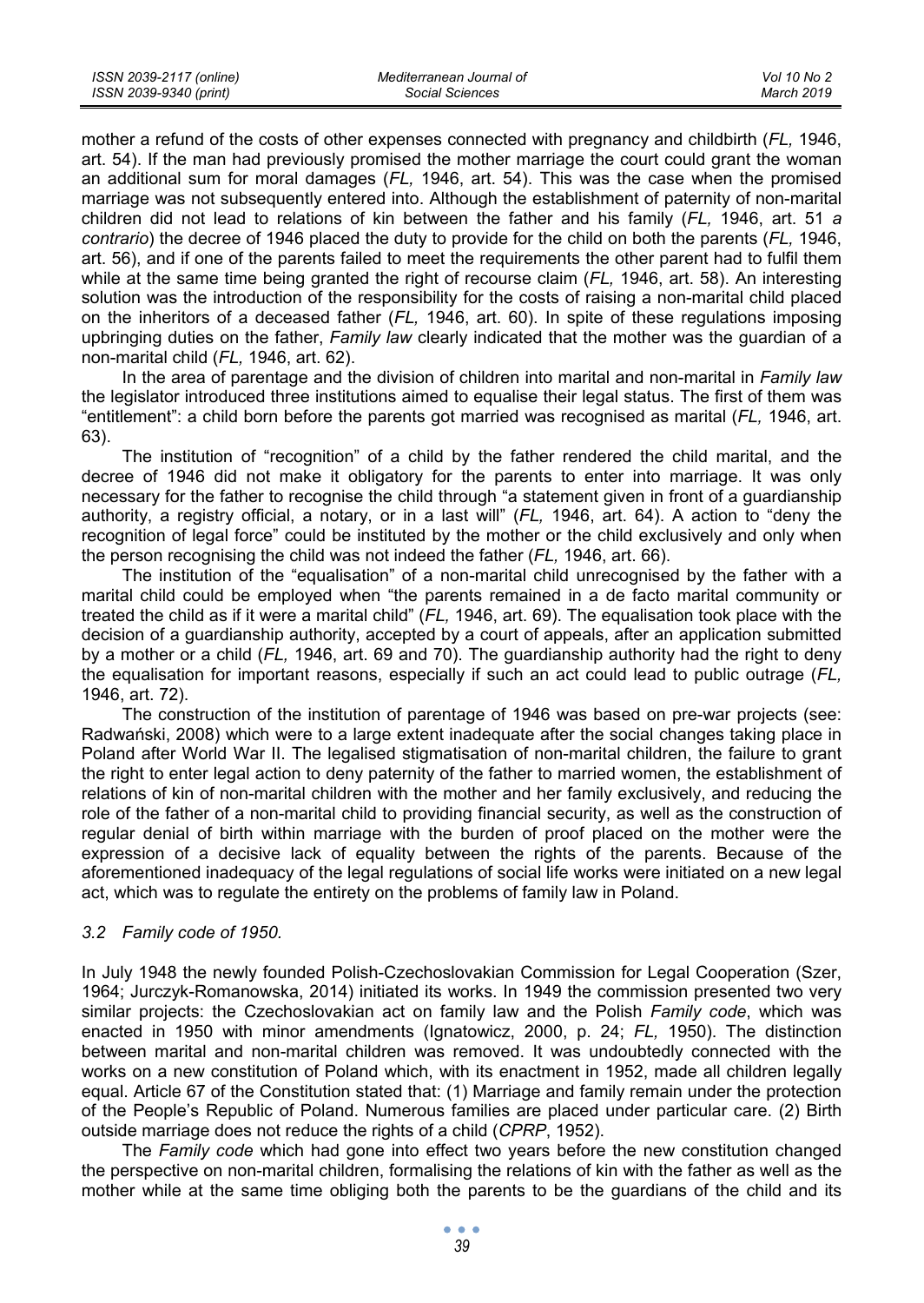mother a refund of the costs of other expenses connected with pregnancy and childbirth (*FL,* 1946, art. 54). If the man had previously promised the mother marriage the court could grant the woman an additional sum for moral damages (*FL,* 1946, art. 54). This was the case when the promised marriage was not subsequently entered into. Although the establishment of paternity of non-marital children did not lead to relations of kin between the father and his family (*FL,* 1946, art. 51 *a contrario*) the decree of 1946 placed the duty to provide for the child on both the parents (*FL,* 1946, art. 56), and if one of the parents failed to meet the requirements the other parent had to fulfil them while at the same time being granted the right of recourse claim (*FL,* 1946, art. 58). An interesting solution was the introduction of the responsibility for the costs of raising a non-marital child placed on the inheritors of a deceased father (*FL,* 1946, art. 60). In spite of these regulations imposing upbringing duties on the father, *Family law* clearly indicated that the mother was the guardian of a non-marital child (*FL,* 1946, art. 62).

In the area of parentage and the division of children into marital and non-marital in *Family law* the legislator introduced three institutions aimed to equalise their legal status. The first of them was "entitlement": a child born before the parents got married was recognised as marital (*FL,* 1946, art. 63).

The institution of "recognition" of a child by the father rendered the child marital, and the decree of 1946 did not make it obligatory for the parents to enter into marriage. It was only necessary for the father to recognise the child through "a statement given in front of a guardianship authority, a registry official, a notary, or in a last will" (*FL,* 1946, art. 64). A action to "deny the recognition of legal force" could be instituted by the mother or the child exclusively and only when the person recognising the child was not indeed the father (*FL,* 1946, art. 66).

The institution of the "equalisation" of a non-marital child unrecognised by the father with a marital child could be employed when "the parents remained in a de facto marital community or treated the child as if it were a marital child" (*FL,* 1946, art. 69). The equalisation took place with the decision of a guardianship authority, accepted by a court of appeals, after an application submitted by a mother or a child (*FL,* 1946, art. 69 and 70). The guardianship authority had the right to deny the equalisation for important reasons, especially if such an act could lead to public outrage (*FL,* 1946, art. 72).

The construction of the institution of parentage of 1946 was based on pre-war projects (see: Radwański, 2008) which were to a large extent inadequate after the social changes taking place in Poland after World War II. The legalised stigmatisation of non-marital children, the failure to grant the right to enter legal action to deny paternity of the father to married women, the establishment of relations of kin of non-marital children with the mother and her family exclusively, and reducing the role of the father of a non-marital child to providing financial security, as well as the construction of regular denial of birth within marriage with the burden of proof placed on the mother were the expression of a decisive lack of equality between the rights of the parents. Because of the aforementioned inadequacy of the legal regulations of social life works were initiated on a new legal act, which was to regulate the entirety on the problems of family law in Poland.

### *3.2 Family code of 1950.*

In July 1948 the newly founded Polish-Czechoslovakian Commission for Legal Cooperation (Szer, 1964; Jurczyk-Romanowska, 2014) initiated its works. In 1949 the commission presented two very similar projects: the Czechoslovakian act on family law and the Polish *Family code*, which was enacted in 1950 with minor amendments (Ignatowicz, 2000, p. 24; *FL,* 1950). The distinction between marital and non-marital children was removed. It was undoubtedly connected with the works on a new constitution of Poland which, with its enactment in 1952, made all children legally equal. Article 67 of the Constitution stated that: (1) Marriage and family remain under the protection of the People's Republic of Poland. Numerous families are placed under particular care. (2) Birth outside marriage does not reduce the rights of a child (*CPRP*, 1952).

The *Family code* which had gone into effect two years before the new constitution changed the perspective on non-marital children, formalising the relations of kin with the father as well as the mother while at the same time obliging both the parents to be the guardians of the child and its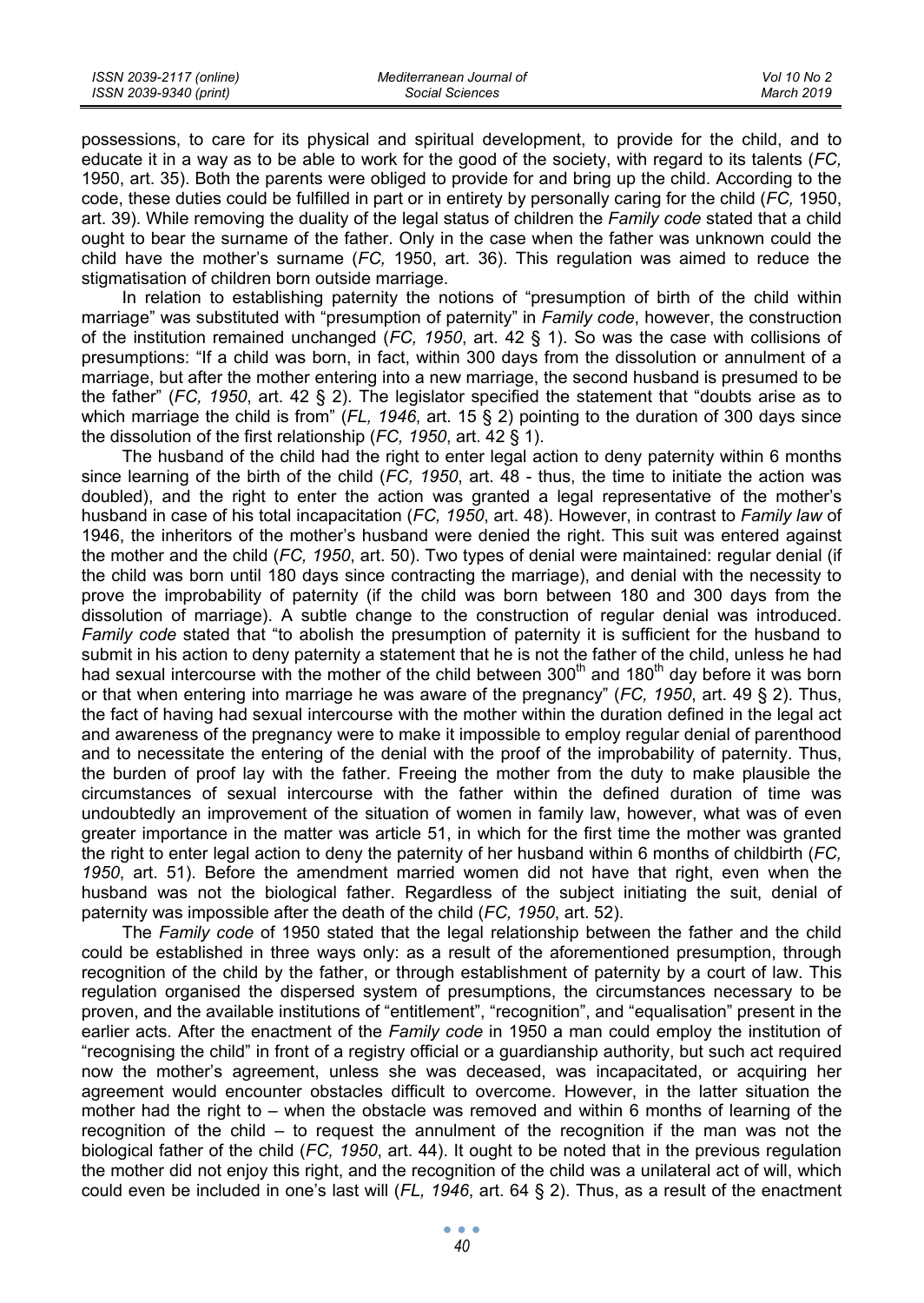possessions, to care for its physical and spiritual development, to provide for the child, and to educate it in a way as to be able to work for the good of the society, with regard to its talents (*FC,* 1950, art. 35). Both the parents were obliged to provide for and bring up the child. According to the code, these duties could be fulfilled in part or in entirety by personally caring for the child (*FC,* 1950, art. 39). While removing the duality of the legal status of children the *Family code* stated that a child ought to bear the surname of the father. Only in the case when the father was unknown could the child have the mother's surname (*FC,* 1950, art. 36). This regulation was aimed to reduce the stigmatisation of children born outside marriage.

In relation to establishing paternity the notions of "presumption of birth of the child within marriage" was substituted with "presumption of paternity" in *Family code*, however, the construction of the institution remained unchanged (*FC, 1950*, art. 42 § 1). So was the case with collisions of presumptions: "If a child was born, in fact, within 300 days from the dissolution or annulment of a marriage, but after the mother entering into a new marriage, the second husband is presumed to be the father" (*FC, 1950*, art. 42 § 2). The legislator specified the statement that "doubts arise as to which marriage the child is from" (*FL, 1946*, art. 15 § 2) pointing to the duration of 300 days since the dissolution of the first relationship (*FC, 1950*, art. 42 § 1).

The husband of the child had the right to enter legal action to deny paternity within 6 months since learning of the birth of the child (*FC, 1950*, art. 48 - thus, the time to initiate the action was doubled), and the right to enter the action was granted a legal representative of the mother's husband in case of his total incapacitation (*FC, 1950*, art. 48). However, in contrast to *Family law* of 1946, the inheritors of the mother's husband were denied the right. This suit was entered against the mother and the child (*FC, 1950*, art. 50). Two types of denial were maintained: regular denial (if the child was born until 180 days since contracting the marriage), and denial with the necessity to prove the improbability of paternity (if the child was born between 180 and 300 days from the dissolution of marriage). A subtle change to the construction of regular denial was introduced. *Family code* stated that "to abolish the presumption of paternity it is sufficient for the husband to submit in his action to deny paternity a statement that he is not the father of the child, unless he had had sexual intercourse with the mother of the child between 300th and 180th day before it was born or that when entering into marriage he was aware of the pregnancy" (*FC, 1950*, art. 49 § 2). Thus, the fact of having had sexual intercourse with the mother within the duration defined in the legal act and awareness of the pregnancy were to make it impossible to employ regular denial of parenthood and to necessitate the entering of the denial with the proof of the improbability of paternity. Thus, the burden of proof lay with the father. Freeing the mother from the duty to make plausible the circumstances of sexual intercourse with the father within the defined duration of time was undoubtedly an improvement of the situation of women in family law, however, what was of even greater importance in the matter was article 51, in which for the first time the mother was granted the right to enter legal action to deny the paternity of her husband within 6 months of childbirth (*FC, 1950*, art. 51). Before the amendment married women did not have that right, even when the husband was not the biological father. Regardless of the subject initiating the suit, denial of paternity was impossible after the death of the child (*FC, 1950*, art. 52).

The *Family code* of 1950 stated that the legal relationship between the father and the child could be established in three ways only: as a result of the aforementioned presumption, through recognition of the child by the father, or through establishment of paternity by a court of law. This regulation organised the dispersed system of presumptions, the circumstances necessary to be proven, and the available institutions of "entitlement", "recognition", and "equalisation" present in the earlier acts. After the enactment of the *Family code* in 1950 a man could employ the institution of "recognising the child" in front of a registry official or a guardianship authority, but such act required now the mother's agreement, unless she was deceased, was incapacitated, or acquiring her agreement would encounter obstacles difficult to overcome. However, in the latter situation the mother had the right to – when the obstacle was removed and within 6 months of learning of the recognition of the child – to request the annulment of the recognition if the man was not the biological father of the child (*FC, 1950*, art. 44). It ought to be noted that in the previous regulation the mother did not enjoy this right, and the recognition of the child was a unilateral act of will, which could even be included in one's last will (*FL, 1946*, art. 64 § 2). Thus, as a result of the enactment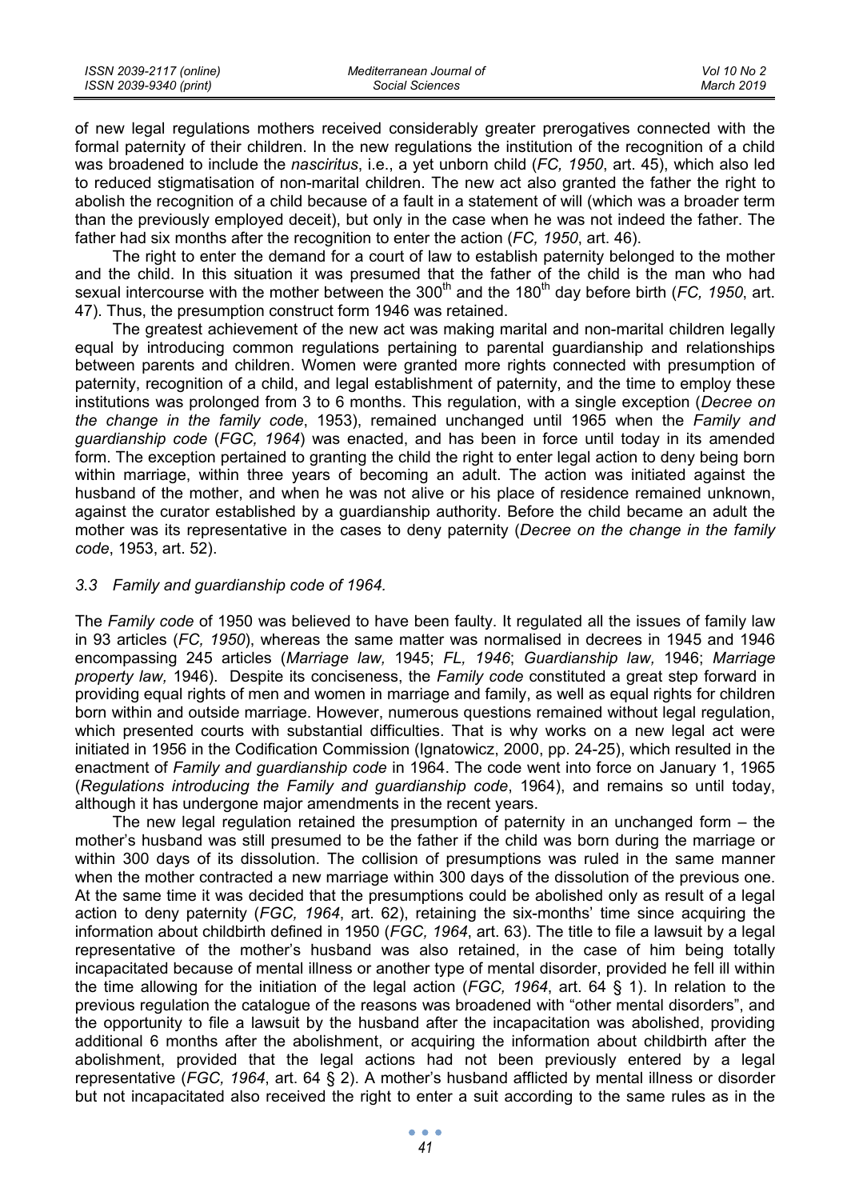of new legal regulations mothers received considerably greater prerogatives connected with the formal paternity of their children. In the new regulations the institution of the recognition of a child was broadened to include the *nasciritus*, i.e., a yet unborn child (*FC, 1950*, art. 45), which also led to reduced stigmatisation of non-marital children. The new act also granted the father the right to abolish the recognition of a child because of a fault in a statement of will (which was a broader term than the previously employed deceit), but only in the case when he was not indeed the father. The father had six months after the recognition to enter the action (*FC, 1950*, art. 46).

The right to enter the demand for a court of law to establish paternity belonged to the mother and the child. In this situation it was presumed that the father of the child is the man who had sexual intercourse with the mother between the 300th and the 180th day before birth (*FC, 1950*, art. 47). Thus, the presumption construct form 1946 was retained.

The greatest achievement of the new act was making marital and non-marital children legally equal by introducing common regulations pertaining to parental guardianship and relationships between parents and children. Women were granted more rights connected with presumption of paternity, recognition of a child, and legal establishment of paternity, and the time to employ these institutions was prolonged from 3 to 6 months. This regulation, with a single exception (*Decree on the change in the family code*, 1953), remained unchanged until 1965 when the *Family and guardianship code* (*FGC, 1964*) was enacted, and has been in force until today in its amended form. The exception pertained to granting the child the right to enter legal action to deny being born within marriage, within three years of becoming an adult. The action was initiated against the husband of the mother, and when he was not alive or his place of residence remained unknown, against the curator established by a guardianship authority. Before the child became an adult the mother was its representative in the cases to deny paternity (*Decree on the change in the family code*, 1953, art. 52).

### *3.3 Family and guardianship code of 1964.*

The *Family code* of 1950 was believed to have been faulty. It regulated all the issues of family law in 93 articles (*FC, 1950*), whereas the same matter was normalised in decrees in 1945 and 1946 encompassing 245 articles (*Marriage law,* 1945; *FL, 1946*; *Guardianship law,* 1946; *Marriage property law,* 1946). Despite its conciseness, the *Family code* constituted a great step forward in providing equal rights of men and women in marriage and family, as well as equal rights for children born within and outside marriage. However, numerous questions remained without legal regulation, which presented courts with substantial difficulties. That is why works on a new legal act were initiated in 1956 in the Codification Commission (Ignatowicz, 2000, pp. 24-25), which resulted in the enactment of *Family and guardianship code* in 1964. The code went into force on January 1, 1965 (*Regulations introducing the Family and guardianship code*, 1964), and remains so until today, although it has undergone major amendments in the recent years.

The new legal regulation retained the presumption of paternity in an unchanged form – the mother's husband was still presumed to be the father if the child was born during the marriage or within 300 days of its dissolution. The collision of presumptions was ruled in the same manner when the mother contracted a new marriage within 300 days of the dissolution of the previous one. At the same time it was decided that the presumptions could be abolished only as result of a legal action to deny paternity (*FGC, 1964*, art. 62), retaining the six-months' time since acquiring the information about childbirth defined in 1950 (*FGC, 1964*, art. 63). The title to file a lawsuit by a legal representative of the mother's husband was also retained, in the case of him being totally incapacitated because of mental illness or another type of mental disorder, provided he fell ill within the time allowing for the initiation of the legal action (*FGC, 1964*, art. 64 § 1). In relation to the previous regulation the catalogue of the reasons was broadened with "other mental disorders", and the opportunity to file a lawsuit by the husband after the incapacitation was abolished, providing additional 6 months after the abolishment, or acquiring the information about childbirth after the abolishment, provided that the legal actions had not been previously entered by a legal representative (*FGC, 1964*, art. 64 § 2). A mother's husband afflicted by mental illness or disorder but not incapacitated also received the right to enter a suit according to the same rules as in the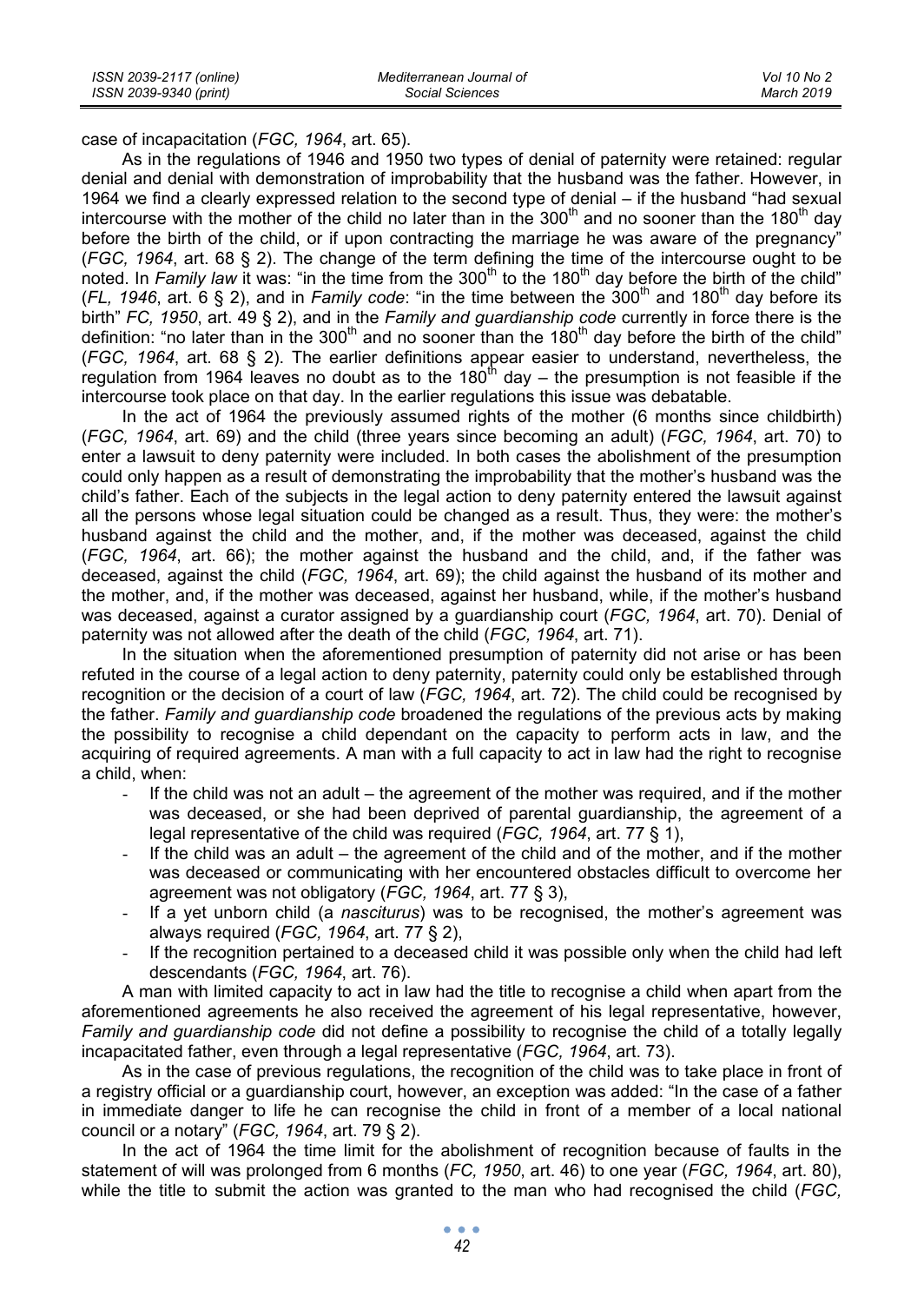case of incapacitation (*FGC, 1964*, art. 65).

As in the regulations of 1946 and 1950 two types of denial of paternity were retained: regular denial and denial with demonstration of improbability that the husband was the father. However, in 1964 we find a clearly expressed relation to the second type of denial – if the husband "had sexual intercourse with the mother of the child no later than in the 300th and no sooner than the 180th day before the birth of the child, or if upon contracting the marriage he was aware of the pregnancy" (*FGC, 1964*, art. 68 § 2). The change of the term defining the time of the intercourse ought to be noted. In *Family law* it was: "in the time from the 300th to the 180th day before the birth of the child" (*FL, 1946*, art. 6 § 2), and in *Family code*: "in the time between the 300th and 180th day before its birth" *FC, 1950*, art. 49 § 2), and in the *Family and guardianship code* currently in force there is the definition: "no later than in the 300th and no sooner than the 180th day before the birth of the child" (*FGC, 1964*, art. 68 § 2). The earlier definitions appear easier to understand, nevertheless, the regulation from 1964 leaves no doubt as to the 180th day – the presumption is not feasible if the intercourse took place on that day. In the earlier regulations this issue was debatable.

In the act of 1964 the previously assumed rights of the mother (6 months since childbirth) (*FGC, 1964*, art. 69) and the child (three years since becoming an adult) (*FGC, 1964*, art. 70) to enter a lawsuit to deny paternity were included. In both cases the abolishment of the presumption could only happen as a result of demonstrating the improbability that the mother's husband was the child's father. Each of the subjects in the legal action to deny paternity entered the lawsuit against all the persons whose legal situation could be changed as a result. Thus, they were: the mother's husband against the child and the mother, and, if the mother was deceased, against the child (*FGC, 1964*, art. 66); the mother against the husband and the child, and, if the father was deceased, against the child (*FGC, 1964*, art. 69); the child against the husband of its mother and the mother, and, if the mother was deceased, against her husband, while, if the mother's husband was deceased, against a curator assigned by a guardianship court (*FGC, 1964*, art. 70). Denial of paternity was not allowed after the death of the child (*FGC, 1964*, art. 71).

In the situation when the aforementioned presumption of paternity did not arise or has been refuted in the course of a legal action to deny paternity, paternity could only be established through recognition or the decision of a court of law (*FGC, 1964*, art. 72). The child could be recognised by the father. *Family and guardianship code* broadened the regulations of the previous acts by making the possibility to recognise a child dependant on the capacity to perform acts in law, and the acquiring of required agreements. A man with a full capacity to act in law had the right to recognise a child, when:

- If the child was not an adult – the agreement of the mother was required, and if the mother was deceased, or she had been deprived of parental guardianship, the agreement of a legal representative of the child was required (*FGC, 1964*, art. 77 § 1),
- If the child was an adult – the agreement of the child and of the mother, and if the mother was deceased or communicating with her encountered obstacles difficult to overcome her agreement was not obligatory (*FGC, 1964*, art. 77 § 3),
- If a yet unborn child (a *nasciturus*) was to be recognised, the mother's agreement was always required (*FGC, 1964*, art. 77 § 2),
- If the recognition pertained to a deceased child it was possible only when the child had left descendants (*FGC, 1964*, art. 76).

A man with limited capacity to act in law had the title to recognise a child when apart from the aforementioned agreements he also received the agreement of his legal representative, however, *Family and guardianship code* did not define a possibility to recognise the child of a totally legally incapacitated father, even through a legal representative (*FGC, 1964*, art. 73).

As in the case of previous regulations, the recognition of the child was to take place in front of a registry official or a guardianship court, however, an exception was added: "In the case of a father in immediate danger to life he can recognise the child in front of a member of a local national council or a notary" (*FGC, 1964*, art. 79 § 2).

In the act of 1964 the time limit for the abolishment of recognition because of faults in the statement of will was prolonged from 6 months (*FC, 1950*, art. 46) to one year (*FGC, 1964*, art. 80), while the title to submit the action was granted to the man who had recognised the child (*FGC,*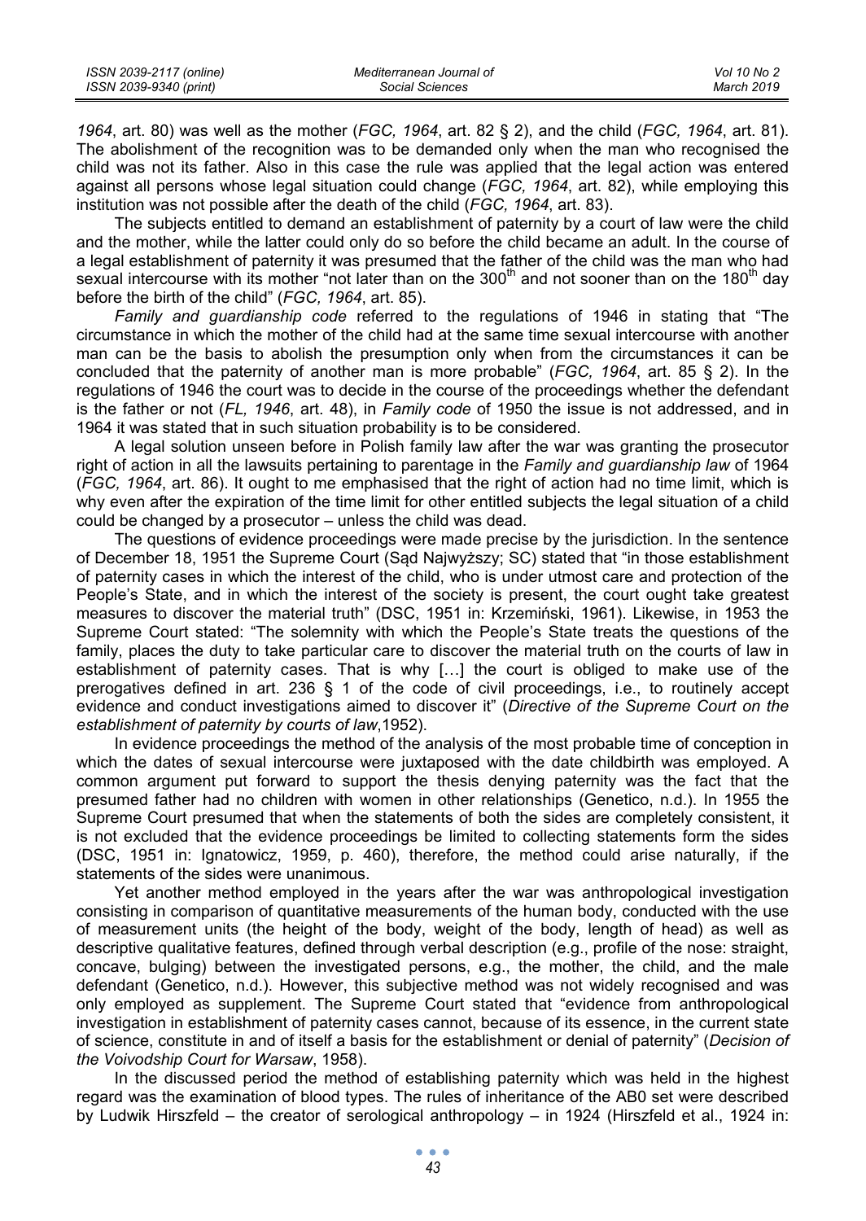*1964*, art. 80) was well as the mother (*FGC, 1964*, art. 82 § 2), and the child (*FGC, 1964*, art. 81). The abolishment of the recognition was to be demanded only when the man who recognised the child was not its father. Also in this case the rule was applied that the legal action was entered against all persons whose legal situation could change (*FGC, 1964*, art. 82), while employing this institution was not possible after the death of the child (*FGC, 1964*, art. 83).

The subjects entitled to demand an establishment of paternity by a court of law were the child and the mother, while the latter could only do so before the child became an adult. In the course of a legal establishment of paternity it was presumed that the father of the child was the man who had sexual intercourse with its mother "not later than on the 300th and not sooner than on the 180th day before the birth of the child" (*FGC, 1964*, art. 85).

*Family and guardianship code* referred to the regulations of 1946 in stating that "The circumstance in which the mother of the child had at the same time sexual intercourse with another man can be the basis to abolish the presumption only when from the circumstances it can be concluded that the paternity of another man is more probable" (*FGC, 1964*, art. 85 § 2). In the regulations of 1946 the court was to decide in the course of the proceedings whether the defendant is the father or not (*FL, 1946*, art. 48), in *Family code* of 1950 the issue is not addressed, and in 1964 it was stated that in such situation probability is to be considered.

A legal solution unseen before in Polish family law after the war was granting the prosecutor right of action in all the lawsuits pertaining to parentage in the *Family and guardianship law* of 1964 (*FGC, 1964*, art. 86). It ought to me emphasised that the right of action had no time limit, which is why even after the expiration of the time limit for other entitled subjects the legal situation of a child could be changed by a prosecutor – unless the child was dead.

The questions of evidence proceedings were made precise by the jurisdiction. In the sentence of December 18, 1951 the Supreme Court (Sąd Najwyższy; SC) stated that "in those establishment of paternity cases in which the interest of the child, who is under utmost care and protection of the People's State, and in which the interest of the society is present, the court ought take greatest measures to discover the material truth" (DSC, 1951 in: Krzemiński, 1961). Likewise, in 1953 the Supreme Court stated: "The solemnity with which the People's State treats the questions of the family, places the duty to take particular care to discover the material truth on the courts of law in establishment of paternity cases. That is why […] the court is obliged to make use of the prerogatives defined in art. 236 § 1 of the code of civil proceedings, i.e., to routinely accept evidence and conduct investigations aimed to discover it" (*Directive of the Supreme Court on the establishment of paternity by courts of law*,1952).

In evidence proceedings the method of the analysis of the most probable time of conception in which the dates of sexual intercourse were juxtaposed with the date childbirth was employed. A common argument put forward to support the thesis denying paternity was the fact that the presumed father had no children with women in other relationships (Genetico, n.d.). In 1955 the Supreme Court presumed that when the statements of both the sides are completely consistent, it is not excluded that the evidence proceedings be limited to collecting statements form the sides (DSC, 1951 in: Ignatowicz, 1959, p. 460), therefore, the method could arise naturally, if the statements of the sides were unanimous.

Yet another method employed in the years after the war was anthropological investigation consisting in comparison of quantitative measurements of the human body, conducted with the use of measurement units (the height of the body, weight of the body, length of head) as well as descriptive qualitative features, defined through verbal description (e.g., profile of the nose: straight, concave, bulging) between the investigated persons, e.g., the mother, the child, and the male defendant (Genetico, n.d.). However, this subjective method was not widely recognised and was only employed as supplement. The Supreme Court stated that "evidence from anthropological investigation in establishment of paternity cases cannot, because of its essence, in the current state of science, constitute in and of itself a basis for the establishment or denial of paternity" (*Decision of the Voivodship Court for Warsaw*, 1958).

In the discussed period the method of establishing paternity which was held in the highest regard was the examination of blood types. The rules of inheritance of the AB0 set were described by Ludwik Hirszfeld – the creator of serological anthropology – in 1924 (Hirszfeld et al., 1924 in: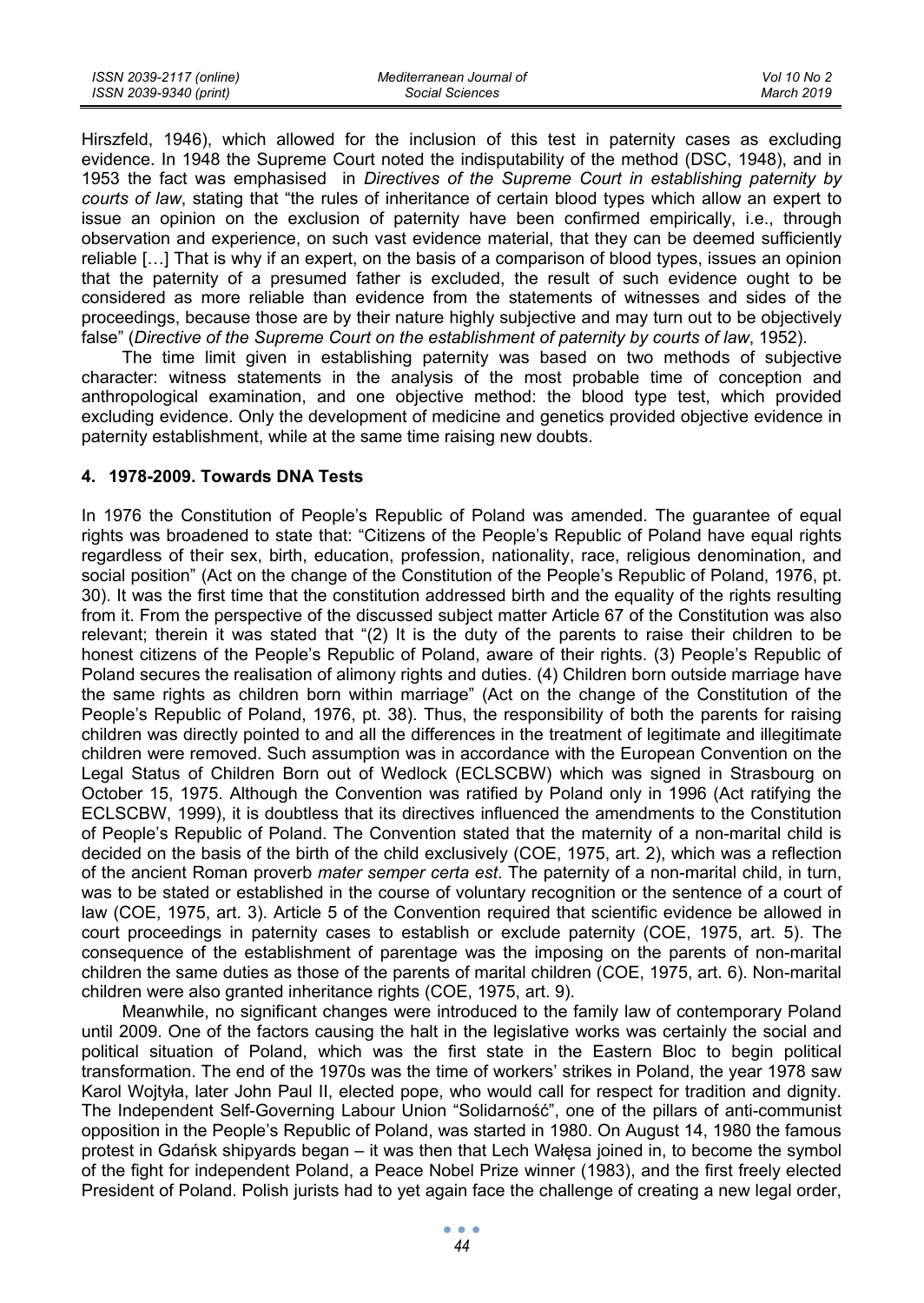Hirszfeld, 1946), which allowed for the inclusion of this test in paternity cases as excluding evidence. In 1948 the Supreme Court noted the indisputability of the method (DSC, 1948), and in 1953 the fact was emphasised in *Directives of the Supreme Court in establishing paternity by courts of law*, stating that "the rules of inheritance of certain blood types which allow an expert to issue an opinion on the exclusion of paternity have been confirmed empirically, i.e., through observation and experience, on such vast evidence material, that they can be deemed sufficiently reliable […] That is why if an expert, on the basis of a comparison of blood types, issues an opinion that the paternity of a presumed father is excluded, the result of such evidence ought to be considered as more reliable than evidence from the statements of witnesses and sides of the proceedings, because those are by their nature highly subjective and may turn out to be objectively false" (*Directive of the Supreme Court on the establishment of paternity by courts of law*, 1952).

The time limit given in establishing paternity was based on two methods of subjective character: witness statements in the analysis of the most probable time of conception and anthropological examination, and one objective method: the blood type test, which provided excluding evidence. Only the development of medicine and genetics provided objective evidence in paternity establishment, while at the same time raising new doubts.

## 4. 1978-2009. Towards DNA Tests

In 1976 the Constitution of People's Republic of Poland was amended. The guarantee of equal rights was broadened to state that: "Citizens of the People's Republic of Poland have equal rights regardless of their sex, birth, education, profession, nationality, race, religious denomination, and social position" (Act on the change of the Constitution of the People's Republic of Poland, 1976, pt. 30). It was the first time that the constitution addressed birth and the equality of the rights resulting from it. From the perspective of the discussed subject matter Article 67 of the Constitution was also relevant; therein it was stated that "(2) It is the duty of the parents to raise their children to be honest citizens of the People's Republic of Poland, aware of their rights. (3) People's Republic of Poland secures the realisation of alimony rights and duties. (4) Children born outside marriage have the same rights as children born within marriage" (Act on the change of the Constitution of the People's Republic of Poland, 1976, pt. 38). Thus, the responsibility of both the parents for raising children was directly pointed to and all the differences in the treatment of legitimate and illegitimate children were removed. Such assumption was in accordance with the European Convention on the Legal Status of Children Born out of Wedlock (ECLSCBW) which was signed in Strasbourg on October 15, 1975. Although the Convention was ratified by Poland only in 1996 (Act ratifying the ECLSCBW, 1999), it is doubtless that its directives influenced the amendments to the Constitution of People's Republic of Poland. The Convention stated that the maternity of a non-marital child is decided on the basis of the birth of the child exclusively (COE, 1975, art. 2), which was a reflection of the ancient Roman proverb *mater semper certa est*. The paternity of a non-marital child, in turn, was to be stated or established in the course of voluntary recognition or the sentence of a court of law (COE, 1975, art. 3). Article 5 of the Convention required that scientific evidence be allowed in court proceedings in paternity cases to establish or exclude paternity (COE, 1975, art. 5). The consequence of the establishment of parentage was the imposing on the parents of non-marital children the same duties as those of the parents of marital children (COE, 1975, art. 6). Non-marital children were also granted inheritance rights (COE, 1975, art. 9).

Meanwhile, no significant changes were introduced to the family law of contemporary Poland until 2009. One of the factors causing the halt in the legislative works was certainly the social and political situation of Poland, which was the first state in the Eastern Bloc to begin political transformation. The end of the 1970s was the time of workers' strikes in Poland, the year 1978 saw Karol Wojtyła, later John Paul II, elected pope, who would call for respect for tradition and dignity. The Independent Self-Governing Labour Union "Solidarność", one of the pillars of anti-communist opposition in the People's Republic of Poland, was started in 1980. On August 14, 1980 the famous protest in Gdańsk shipyards began – it was then that Lech Wałęsa joined in, to become the symbol of the fight for independent Poland, a Peace Nobel Prize winner (1983), and the first freely elected President of Poland. Polish jurists had to yet again face the challenge of creating a new legal order,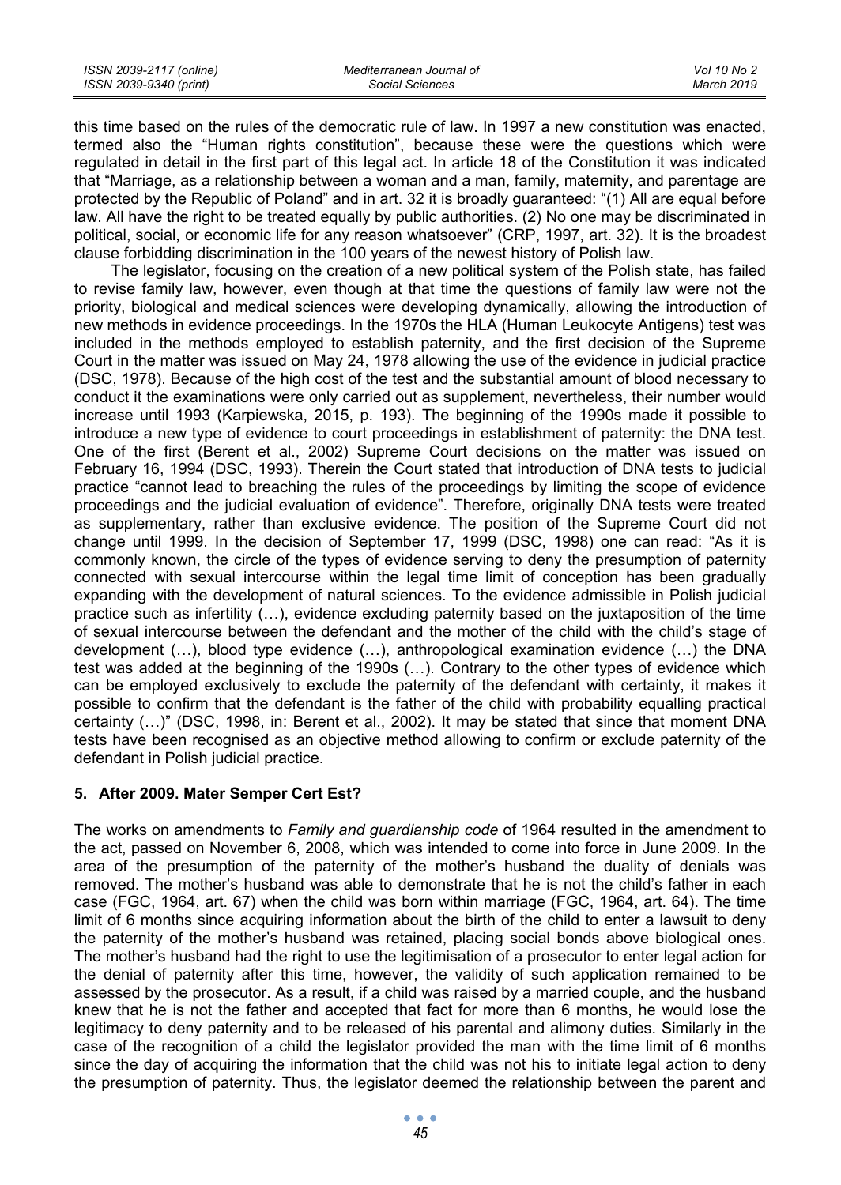this time based on the rules of the democratic rule of law. In 1997 a new constitution was enacted, termed also the "Human rights constitution", because these were the questions which were regulated in detail in the first part of this legal act. In article 18 of the Constitution it was indicated that "Marriage, as a relationship between a woman and a man, family, maternity, and parentage are protected by the Republic of Poland" and in art. 32 it is broadly guaranteed: "(1) All are equal before law. All have the right to be treated equally by public authorities. (2) No one may be discriminated in political, social, or economic life for any reason whatsoever" (CRP, 1997, art. 32). It is the broadest clause forbidding discrimination in the 100 years of the newest history of Polish law.

The legislator, focusing on the creation of a new political system of the Polish state, has failed to revise family law, however, even though at that time the questions of family law were not the priority, biological and medical sciences were developing dynamically, allowing the introduction of new methods in evidence proceedings. In the 1970s the HLA (Human Leukocyte Antigens) test was included in the methods employed to establish paternity, and the first decision of the Supreme Court in the matter was issued on May 24, 1978 allowing the use of the evidence in judicial practice (DSC, 1978). Because of the high cost of the test and the substantial amount of blood necessary to conduct it the examinations were only carried out as supplement, nevertheless, their number would increase until 1993 (Karpiewska, 2015, p. 193). The beginning of the 1990s made it possible to introduce a new type of evidence to court proceedings in establishment of paternity: the DNA test. One of the first (Berent et al., 2002) Supreme Court decisions on the matter was issued on February 16, 1994 (DSC, 1993). Therein the Court stated that introduction of DNA tests to judicial practice "cannot lead to breaching the rules of the proceedings by limiting the scope of evidence proceedings and the judicial evaluation of evidence". Therefore, originally DNA tests were treated as supplementary, rather than exclusive evidence. The position of the Supreme Court did not change until 1999. In the decision of September 17, 1999 (DSC, 1998) one can read: "As it is commonly known, the circle of the types of evidence serving to deny the presumption of paternity connected with sexual intercourse within the legal time limit of conception has been gradually expanding with the development of natural sciences. To the evidence admissible in Polish judicial practice such as infertility (…), evidence excluding paternity based on the juxtaposition of the time of sexual intercourse between the defendant and the mother of the child with the child's stage of development (…), blood type evidence (…), anthropological examination evidence (…) the DNA test was added at the beginning of the 1990s (…). Contrary to the other types of evidence which can be employed exclusively to exclude the paternity of the defendant with certainty, it makes it possible to confirm that the defendant is the father of the child with probability equalling practical certainty (…)" (DSC, 1998, in: Berent et al., 2002). It may be stated that since that moment DNA tests have been recognised as an objective method allowing to confirm or exclude paternity of the defendant in Polish judicial practice.

## 5. After 2009. Mater Semper Cert Est?

The works on amendments to *Family and guardianship code* of 1964 resulted in the amendment to the act, passed on November 6, 2008, which was intended to come into force in June 2009. In the area of the presumption of the paternity of the mother's husband the duality of denials was removed. The mother's husband was able to demonstrate that he is not the child's father in each case (FGC, 1964, art. 67) when the child was born within marriage (FGC, 1964, art. 64). The time limit of 6 months since acquiring information about the birth of the child to enter a lawsuit to deny the paternity of the mother's husband was retained, placing social bonds above biological ones. The mother's husband had the right to use the legitimisation of a prosecutor to enter legal action for the denial of paternity after this time, however, the validity of such application remained to be assessed by the prosecutor. As a result, if a child was raised by a married couple, and the husband knew that he is not the father and accepted that fact for more than 6 months, he would lose the legitimacy to deny paternity and to be released of his parental and alimony duties. Similarly in the case of the recognition of a child the legislator provided the man with the time limit of 6 months since the day of acquiring the information that the child was not his to initiate legal action to deny the presumption of paternity. Thus, the legislator deemed the relationship between the parent and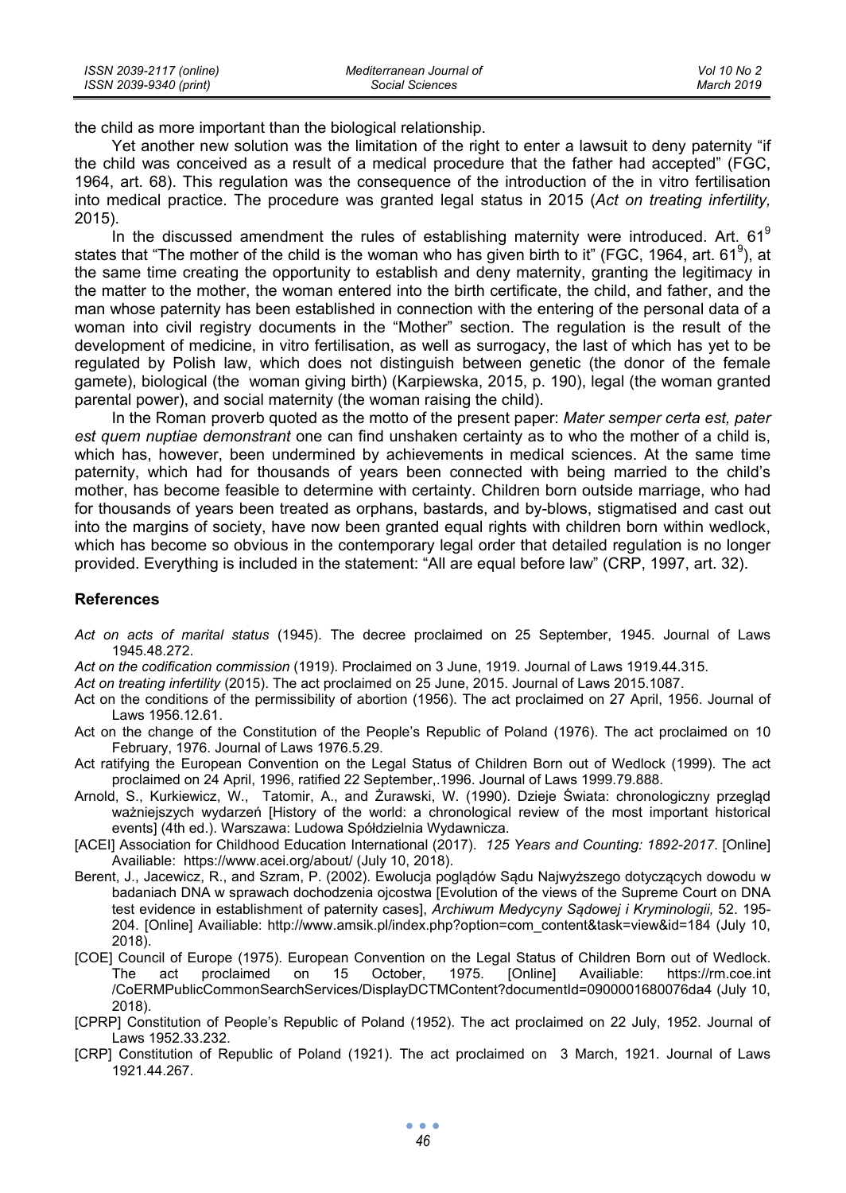the child as more important than the biological relationship.

Yet another new solution was the limitation of the right to enter a lawsuit to deny paternity "if the child was conceived as a result of a medical procedure that the father had accepted" (FGC, 1964, art. 68). This regulation was the consequence of the introduction of the in vitro fertilisation into medical practice. The procedure was granted legal status in 2015 (*Act on treating infertility,* 2015).

In the discussed amendment the rules of establishing maternity were introduced. Art. 61[9] states that "The mother of the child is the woman who has given birth to it" (FGC, 1964, art. 61[9]), at the same time creating the opportunity to establish and deny maternity, granting the legitimacy in the matter to the mother, the woman entered into the birth certificate, the child, and father, and the man whose paternity has been established in connection with the entering of the personal data of a woman into civil registry documents in the "Mother" section. The regulation is the result of the development of medicine, in vitro fertilisation, as well as surrogacy, the last of which has yet to be regulated by Polish law, which does not distinguish between genetic (the donor of the female gamete), biological (the woman giving birth) (Karpiewska, 2015, p. 190), legal (the woman granted parental power), and social maternity (the woman raising the child).

In the Roman proverb quoted as the motto of the present paper: *Mater semper certa est, pater est quem nuptiae demonstrant* one can find unshaken certainty as to who the mother of a child is, which has, however, been undermined by achievements in medical sciences. At the same time paternity, which had for thousands of years been connected with being married to the child's mother, has become feasible to determine with certainty. Children born outside marriage, who had for thousands of years been treated as orphans, bastards, and by-blows, stigmatised and cast out into the margins of society, have now been granted equal rights with children born within wedlock, which has become so obvious in the contemporary legal order that detailed regulation is no longer provided. Everything is included in the statement: "All are equal before law" (CRP, 1997, art. 32).

## References

*Act on acts of marital status* (1945). The decree proclaimed on 25 September, 1945. Journal of Laws 1945.48.272.

*Act on the codification commission* (1919). Proclaimed on 3 June, 1919. Journal of Laws 1919.44.315.

*Act on treating infertility* (2015). The act proclaimed on 25 June, 2015. Journal of Laws 2015.1087.

Act on the conditions of the permissibility of abortion (1956). The act proclaimed on 27 April, 1956. Journal of Laws 1956.12.61.

Act on the change of the Constitution of the People's Republic of Poland (1976). The act proclaimed on 10 February, 1976. Journal of Laws 1976.5.29.

Act ratifying the European Convention on the Legal Status of Children Born out of Wedlock (1999). The act proclaimed on 24 April, 1996, ratified 22 September,.1996. Journal of Laws 1999.79.888.

Arnold, S., Kurkiewicz, W., Tatomir, A., and Żurawski, W. (1990). Dzieje Świata: chronologiczny przegląd ważniejszych wydarzeń [History of the world: a chronological review of the most important historical events] (4th ed.). Warszawa: Ludowa Spółdzielnia Wydawnicza.

[ACEI] Association for Childhood Education International (2017). *125 Years and Counting: 1892-2017*. [Online] Availiable: https://www.acei.org/about/ (July 10, 2018).

Berent, J., Jacewicz, R., and Szram, P. (2002). Ewolucja poglądów Sądu Najwyższego dotyczących dowodu w badaniach DNA w sprawach dochodzenia ojcostwa [Evolution of the views of the Supreme Court on DNA test evidence in establishment of paternity cases], *Archiwum Medycyny Sądowej i Kryminologii,* 52. 195-204. [Online] Availiable: http://www.amsik.pl/index.php?option=com_content&task=view&id=184 (July 10, 2018).

[COE] Council of Europe (1975). European Convention on the Legal Status of Children Born out of Wedlock. The act proclaimed on 15 October, 1975. [Online] Availiable: https://rm.coe.int /CoERMPublicCommonSearchServices/DisplayDCTMContent?documentId=0900001680076da4 (July 10, 2018).

[CPRP] Constitution of People's Republic of Poland (1952). The act proclaimed on 22 July, 1952. Journal of Laws 1952.33.232.

[CRP] Constitution of Republic of Poland (1921). The act proclaimed on 3 March, 1921. Journal of Laws 1921.44.267.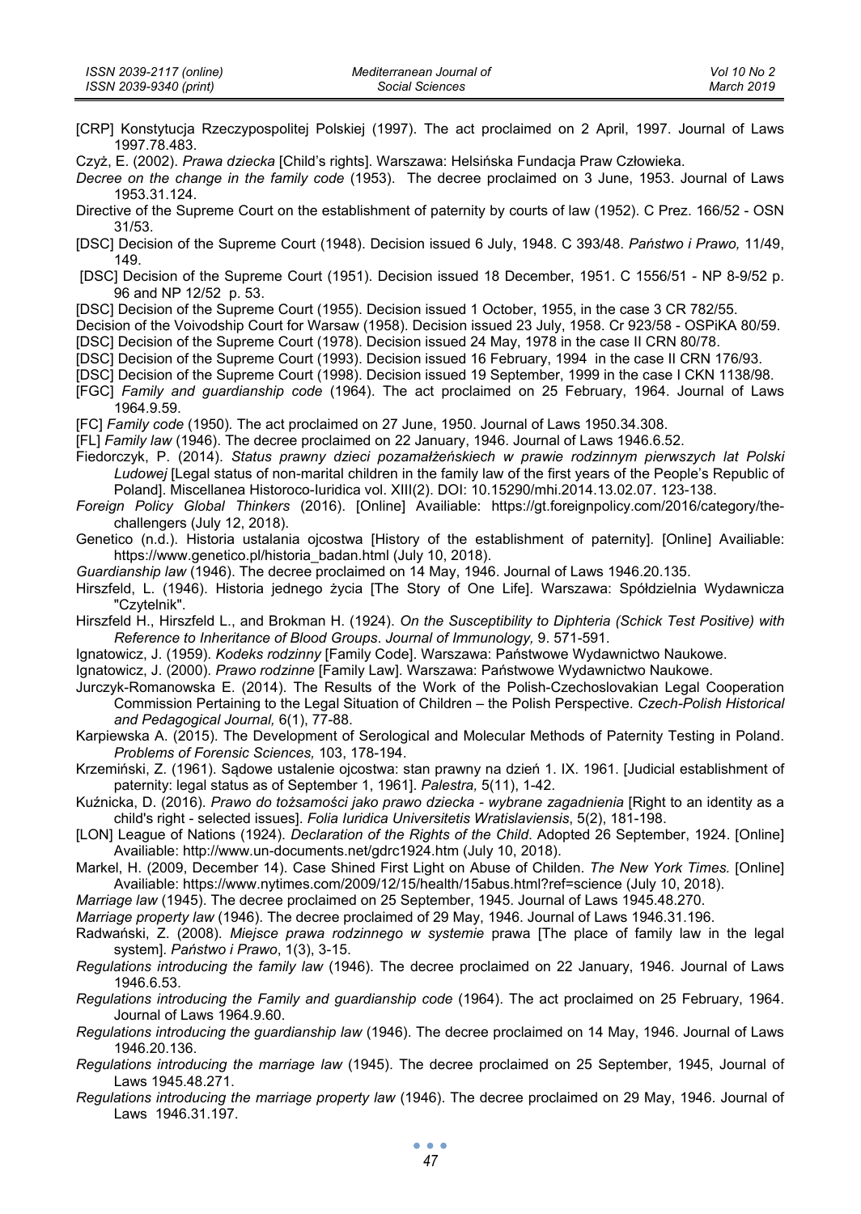[CRP] Konstytucja Rzeczypospolitej Polskiej (1997). The act proclaimed on 2 April, 1997. Journal of Laws 1997.78.483.

Czyż, E. (2002). *Prawa dziecka* [Child's rights]. Warszawa: Helsińska Fundacja Praw Człowieka.

*Decree on the change in the family code* (1953). The decree proclaimed on 3 June, 1953. Journal of Laws 1953.31.124.

Directive of the Supreme Court on the establishment of paternity by courts of law (1952). C Prez. 166/52 - OSN 31/53.

[DSC] Decision of the Supreme Court (1948). Decision issued 6 July, 1948. C 393/48. *Państwo i Prawo,* 11/49, 149.

[DSC] Decision of the Supreme Court (1951). Decision issued 18 December, 1951. C 1556/51 - NP 8-9/52 p. 96 and NP 12/52 p. 53.

[DSC] Decision of the Supreme Court (1955). Decision issued 1 October, 1955, in the case 3 CR 782/55.

Decision of the Voivodship Court for Warsaw (1958). Decision issued 23 July, 1958. Cr 923/58 - OSPiKA 80/59.

[DSC] Decision of the Supreme Court (1978). Decision issued 24 May, 1978 in the case II CRN 80/78.

[DSC] Decision of the Supreme Court (1993). Decision issued 16 February, 1994 in the case II CRN 176/93.

[DSC] Decision of the Supreme Court (1998). Decision issued 19 September, 1999 in the case I CKN 1138/98.

[FGC] *Family and guardianship code* (1964). The act proclaimed on 25 February, 1964. Journal of Laws 1964.9.59.

[FC] *Family code* (1950). The act proclaimed on 27 June, 1950. Journal of Laws 1950.34.308.

[FL] *Family law* (1946). The decree proclaimed on 22 January, 1946. Journal of Laws 1946.6.52.

Fiedorczyk, P. (2014). *Status prawny dzieci pozamałżeńskiech w prawie rodzinnym pierwszych lat Polski Ludowej* [Legal status of non-marital children in the family law of the first years of the People's Republic of Poland]. Miscellanea Historoco-Iuridica vol. XIII(2). DOI: 10.15290/mhi.2014.13.02.07. 123-138.

*Foreign Policy Global Thinkers* (2016). [Online] Availiable: https://gt.foreignpolicy.com/2016/category/the-challengers (July 12, 2018).

Genetico (n.d.). Historia ustalania ojcostwa [History of the establishment of paternity]. [Online] Availiable: https://www.genetico.pl/historia_badan.html (July 10, 2018).

*Guardianship law* (1946). The decree proclaimed on 14 May, 1946. Journal of Laws 1946.20.135.

Hirszfeld, L. (1946). Historia jednego życia [The Story of One Life]. Warszawa: Spółdzielnia Wydawnicza "Czytelnik".

Hirszfeld H., Hirszfeld L., and Brokman H. (1924). *On the Susceptibility to Diphteria (Schick Test Positive) with Reference to Inheritance of Blood Groups*. *Journal of Immunology,* 9. 571-591.

Ignatowicz, J. (1959). *Kodeks rodzinny* [Family Code]. Warszawa: Państwowe Wydawnictwo Naukowe.

Ignatowicz, J. (2000). *Prawo rodzinne* [Family Law]. Warszawa: Państwowe Wydawnictwo Naukowe.

Jurczyk-Romanowska E. (2014). The Results of the Work of the Polish-Czechoslovakian Legal Cooperation Commission Pertaining to the Legal Situation of Children – the Polish Perspective. *Czech-Polish Historical and Pedagogical Journal,* 6(1), 77-88.

Karpiewska A. (2015). The Development of Serological and Molecular Methods of Paternity Testing in Poland. *Problems of Forensic Sciences,* 103, 178-194.

Krzemiński, Z. (1961). Sądowe ustalenie ojcostwa: stan prawny na dzień 1. IX. 1961. [Judicial establishment of paternity: legal status as of September 1, 1961]. *Palestra,* 5(11), 1-42.

Kuźnicka, D. (2016). *Prawo do tożsamości jako prawo dziecka - wybrane zagadnienia* [Right to an identity as a child's right - selected issues]. *Folia Iuridica Universitetis Wratislaviensis*, 5(2), 181-198.

[LON] League of Nations (1924). *Declaration of the Rights of the Child*. Adopted 26 September, 1924. [Online] Availiable: http://www.un-documents.net/gdrc1924.htm (July 10, 2018).

Markel, H. (2009, December 14). Case Shined First Light on Abuse of Childen. *The New York Times.* [Online] Availiable: https://www.nytimes.com/2009/12/15/health/15abus.html?ref=science (July 10, 2018).

*Marriage law* (1945). The decree proclaimed on 25 September, 1945. Journal of Laws 1945.48.270.

*Marriage property law* (1946). The decree proclaimed of 29 May, 1946. Journal of Laws 1946.31.196.

Radwański, Z. (2008). *Miejsce prawa rodzinnego w systemie* prawa [The place of family law in the legal system]. *Państwo i Prawo*, 1(3), 3-15.

*Regulations introducing the family law* (1946). The decree proclaimed on 22 January, 1946. Journal of Laws 1946.6.53.

*Regulations introducing the Family and guardianship code* (1964). The act proclaimed on 25 February, 1964. Journal of Laws 1964.9.60.

*Regulations introducing the guardianship law* (1946). The decree proclaimed on 14 May, 1946. Journal of Laws 1946.20.136.

*Regulations introducing the marriage law* (1945). The decree proclaimed on 25 September, 1945, Journal of Laws 1945.48.271.

*Regulations introducing the marriage property law* (1946). The decree proclaimed on 29 May, 1946. Journal of Laws 1946.31.197.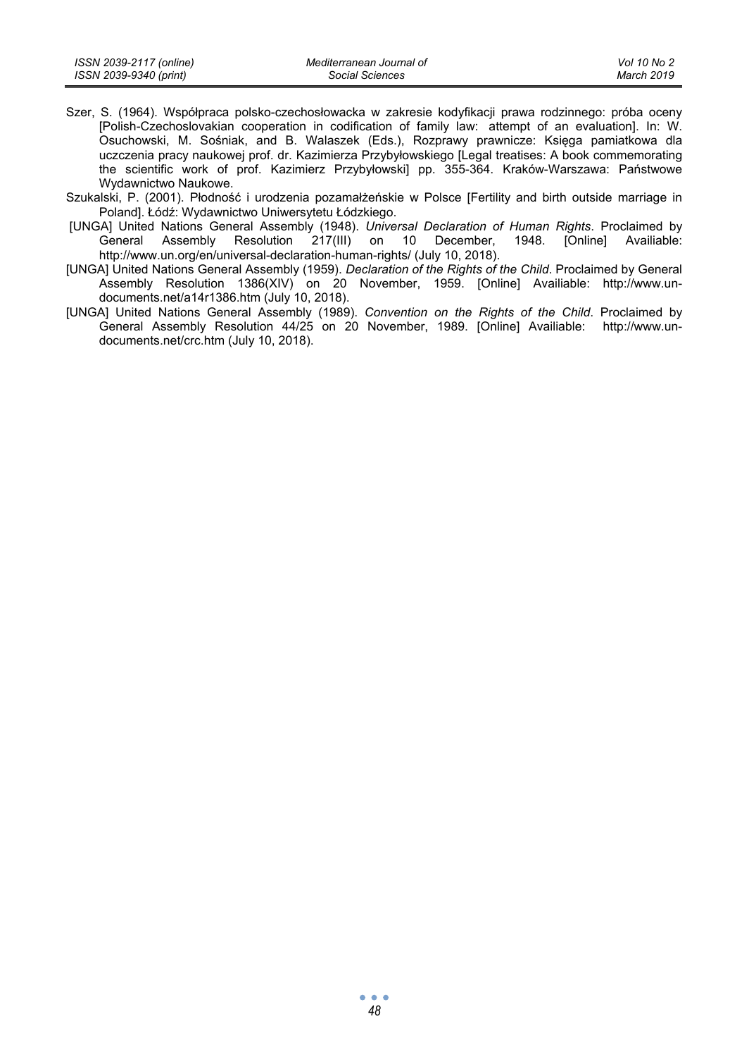Szer, S. (1964). Współpraca polsko-czechosłowacka w zakresie kodyfikacji prawa rodzinnego: próba oceny [Polish-Czechoslovakian cooperation in codification of family law: attempt of an evaluation]. In: W. Osuchowski, M. Sośniak, and B. Walaszek (Eds.), Rozprawy prawnicze: Księga pamiatkowa dla uczczenia pracy naukowej prof. dr. Kazimierza Przybyłowskiego [Legal treatises: A book commemorating the scientific work of prof. Kazimierz Przybyłowski] pp. 355-364. Kraków-Warszawa: Państwowe Wydawnictwo Naukowe.

Szukalski, P. (2001). Płodność i urodzenia pozamałżeńskie w Polsce [Fertility and birth outside marriage in Poland]. Łódź: Wydawnictwo Uniwersytetu Łódzkiego.

[UNGA] United Nations General Assembly (1948). *Universal Declaration of Human Rights*. Proclaimed by General Assembly Resolution 217(III) on 10 December, 1948. [Online] Availiable: http://www.un.org/en/universal-declaration-human-rights/ (July 10, 2018).

[UNGA] United Nations General Assembly (1959). *Declaration of the Rights of the Child*. Proclaimed by General Assembly Resolution 1386(XIV) on 20 November, 1959. [Online] Availiable: http://www.un-documents.net/a14r1386.htm (July 10, 2018).

[UNGA] United Nations General Assembly (1989). *Convention on the Rights of the Child*. Proclaimed by General Assembly Resolution 44/25 on 20 November, 1989. [Online] Availiable: http://www.un-documents.net/crc.htm (July 10, 2018).